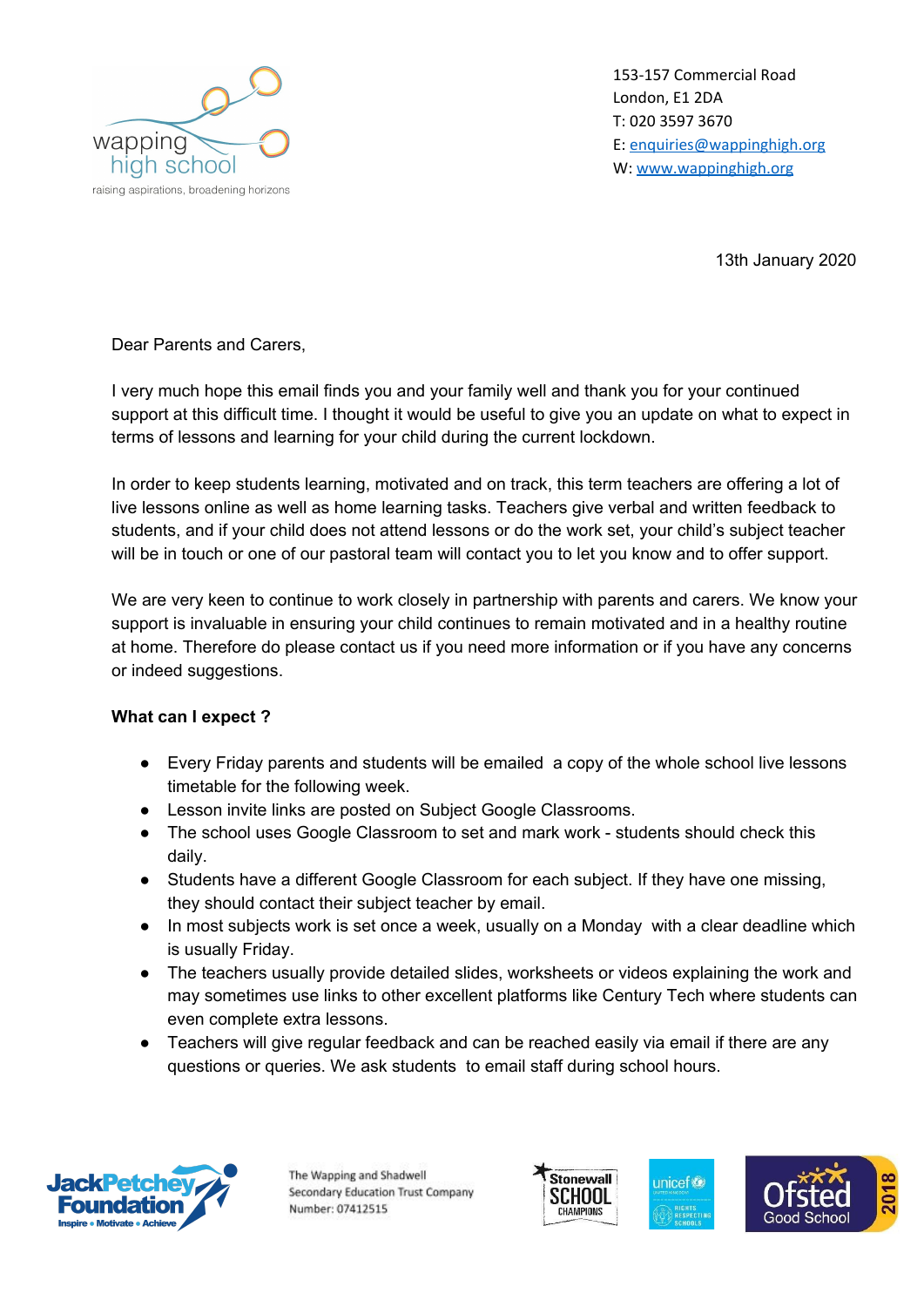wapping high school
raising aspirations, broadening horizons

153-157 Commercial Road
London, E1 2DA
T: 020 3597 3670
E: enquiries@wappinghigh.org
W: www.wappinghigh.org

13th January 2020

Dear Parents and Carers,

I very much hope this email finds you and your family well and thank you for your continued support at this difficult time. I thought it would be useful to give you an update on what to expect in terms of lessons and learning for your child during the current lockdown.

In order to keep students learning, motivated and on track, this term teachers are offering a lot of live lessons online as well as home learning tasks. Teachers give verbal and written feedback to students, and if your child does not attend lessons or do the work set, your child's subject teacher will be in touch or one of our pastoral team will contact you to let you know and to offer support.

We are very keen to continue to work closely in partnership with parents and carers. We know your support is invaluable in ensuring your child continues to remain motivated and in a healthy routine at home. Therefore do please contact us if you need more information or if you have any concerns or indeed suggestions.

**What can I expect ?**

- Every Friday parents and students will be emailed a copy of the whole school live lessons timetable for the following week.
- Lesson invite links are posted on Subject Google Classrooms.
- The school uses Google Classroom to set and mark work - students should check this daily.
- Students have a different Google Classroom for each subject. If they have one missing, they should contact their subject teacher by email.
- In most subjects work is set once a week, usually on a Monday with a clear deadline which is usually Friday.
- The teachers usually provide detailed slides, worksheets or videos explaining the work and may sometimes use links to other excellent platforms like Century Tech where students can even complete extra lessons.
- Teachers will give regular feedback and can be reached easily via email if there are any questions or queries. We ask students to email staff during school hours.

The Wapping and Shadwell Secondary Education Trust Company Number: 07412515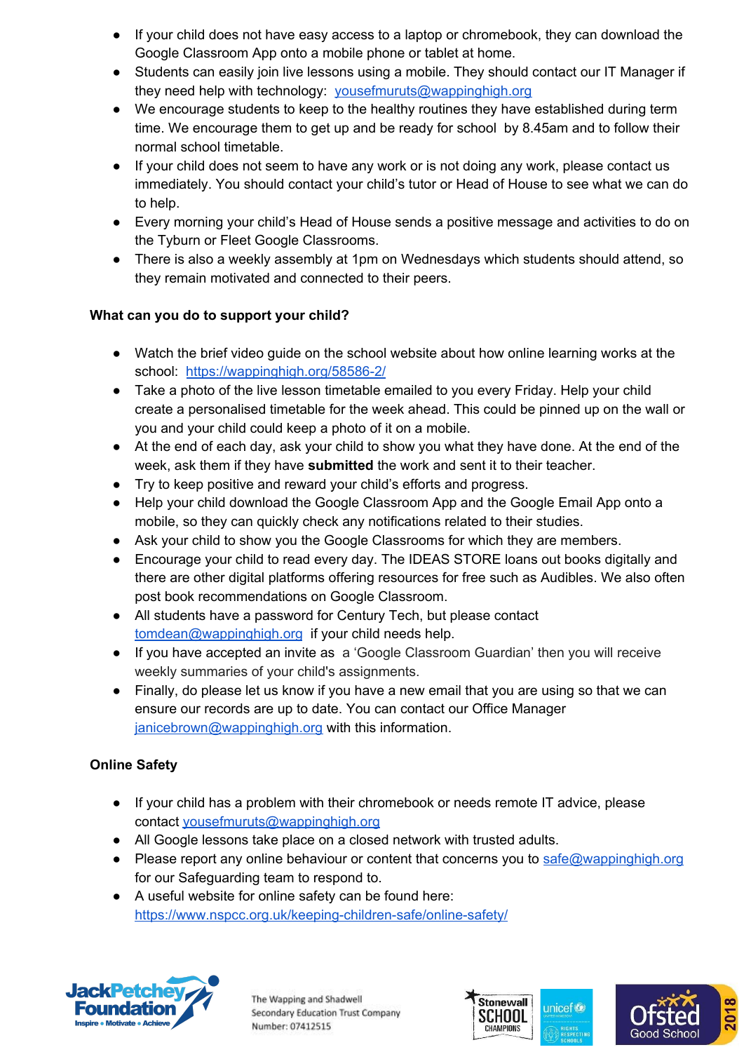- If your child does not have easy access to a laptop or chromebook, they can download the Google Classroom App onto a mobile phone or tablet at home.
- Students can easily join live lessons using a mobile. They should contact our IT Manager if they need help with technology: [yousefmuruts@wappinghigh.org](mailto:yousefmuruts@wappinghigh.org)
- We encourage students to keep to the healthy routines they have established during term time. We encourage them to get up and be ready for school by 8.45am and to follow their normal school timetable.
- If your child does not seem to have any work or is not doing any work, please contact us immediately. You should contact your child's tutor or Head of House to see what we can do to help.
- Every morning your child's Head of House sends a positive message and activities to do on the Tyburn or Fleet Google Classrooms.
- There is also a weekly assembly at 1pm on Wednesdays which students should attend, so they remain motivated and connected to their peers.

**What can you do to support your child?**

- Watch the brief video guide on the school website about how online learning works at the school: [https://wappinghigh.org/58586-2/](https://wappinghigh.org/58586-2/)
- Take a photo of the live lesson timetable emailed to you every Friday. Help your child create a personalised timetable for the week ahead. This could be pinned up on the wall or you and your child could keep a photo of it on a mobile.
- At the end of each day, ask your child to show you what they have done. At the end of the week, ask them if they have **submitted** the work and sent it to their teacher.
- Try to keep positive and reward your child's efforts and progress.
- Help your child download the Google Classroom App and the Google Email App onto a mobile, so they can quickly check any notifications related to their studies.
- Ask your child to show you the Google Classrooms for which they are members.
- Encourage your child to read every day. The IDEAS STORE loans out books digitally and there are other digital platforms offering resources for free such as Audibles. We also often post book recommendations on Google Classroom.
- All students have a password for Century Tech, but please contact [tomdean@wappinghigh.org](mailto:tomdean@wappinghigh.org) if your child needs help.
- If you have accepted an invite as a 'Google Classroom Guardian' then you will receive weekly summaries of your child's assignments.
- Finally, do please let us know if you have a new email that you are using so that we can ensure our records are up to date. You can contact our Office Manager [janicebrown@wappinghigh.org](mailto:janicebrown@wappinghigh.org) with this information.

**Online Safety**

- If your child has a problem with their chromebook or needs remote IT advice, please contact [yousefmuruts@wappinghigh.org](mailto:yousefmuruts@wappinghigh.org)
- All Google lessons take place on a closed network with trusted adults.
- Please report any online behaviour or content that concerns you to [safe@wappinghigh.org](mailto:safe@wappinghigh.org) for our Safeguarding team to respond to.
- A useful website for online safety can be found here: [https://www.nspcc.org.uk/keeping-children-safe/online-safety/](https://www.nspcc.org.uk/keeping-children-safe/online-safety/)

The Wapping and Shadwell Secondary Education Trust Company Number: 07412515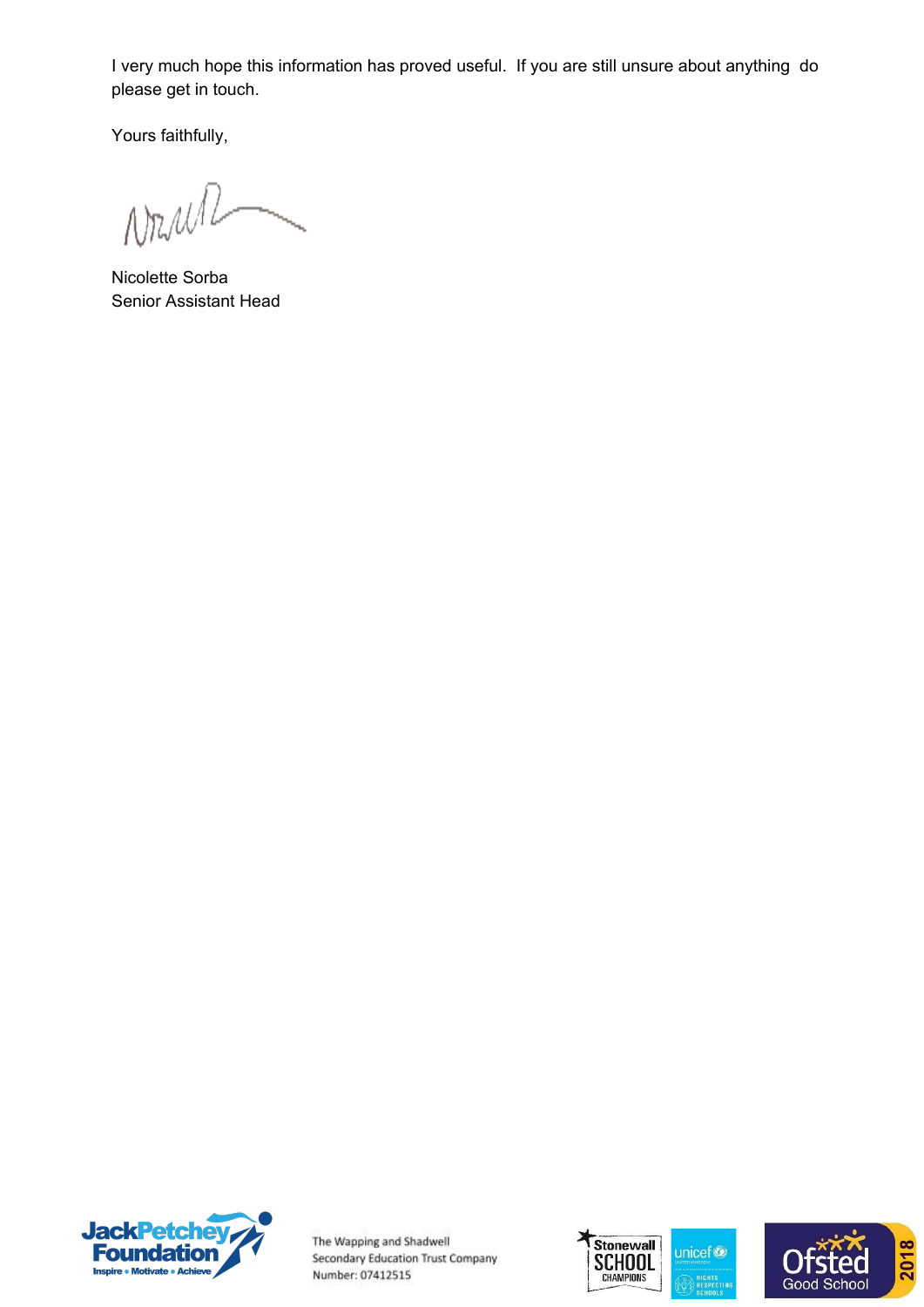I very much hope this information has proved useful.  If you are still unsure about anything  do please get in touch.

Yours faithfully,

Nicolette Sorba
Senior Assistant Head

The Wapping and Shadwell
Secondary Education Trust Company
Number: 07412515